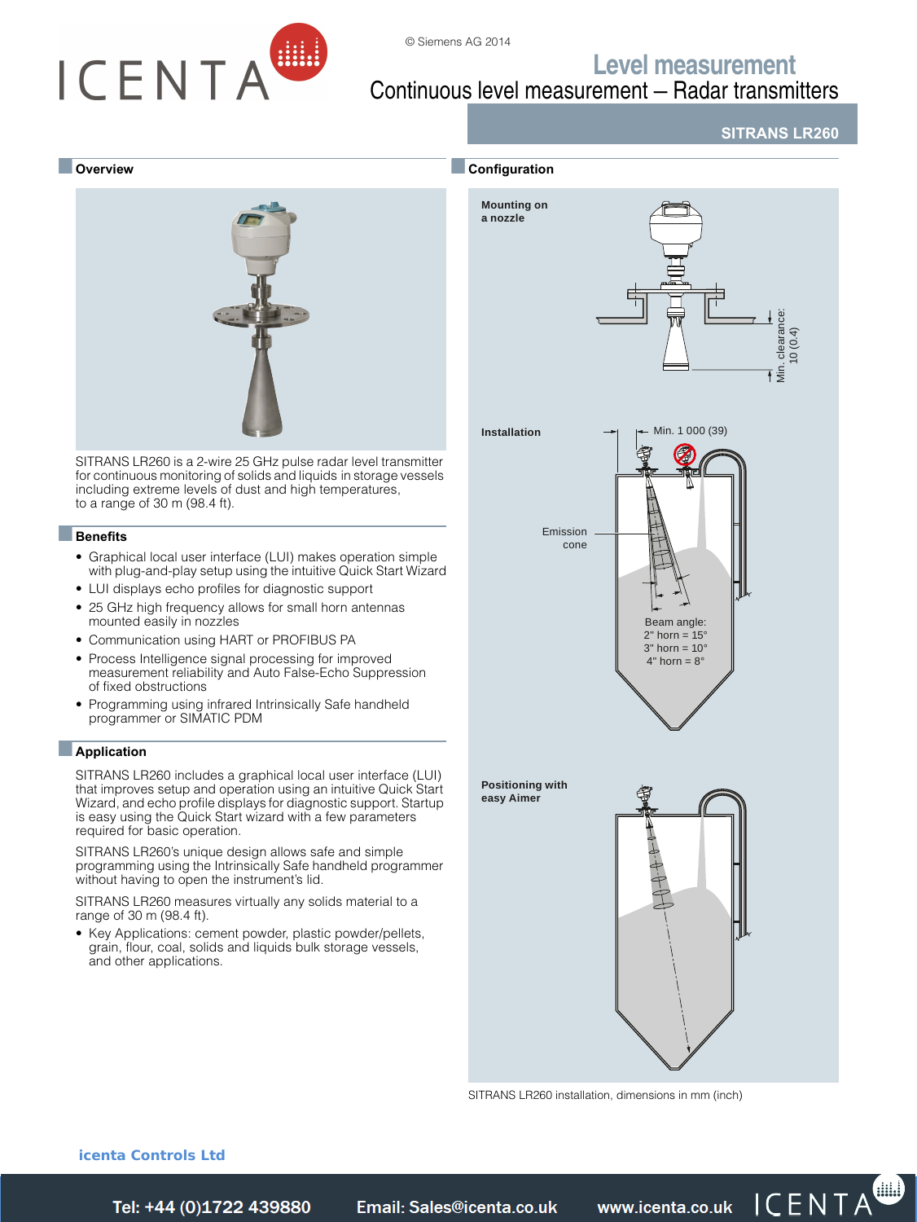# Level measurement

## Continuous level measurement – Radar transmitters

### SITRANS LR260

## Overview

SITRANS LR260 is a 2-wire 25 GHz pulse radar level transmitter for continuous monitoring of solids and liquids in storage vessels including extreme levels of dust and high temperatures, to a range of 30 m (98.4 ft).

## Benefits

- Graphical local user interface (LUI) makes operation simple with plug-and-play setup using the intuitive Quick Start Wizard
- LUI displays echo profiles for diagnostic support
- 25 GHz high frequency allows for small horn antennas mounted easily in nozzles
- Communication using HART or PROFIBUS PA
- Process Intelligence signal processing for improved measurement reliability and Auto False-Echo Suppression of fixed obstructions
- Programming using infrared Intrinsically Safe handheld programmer or SIMATIC PDM

## Application

SITRANS LR260 includes a graphical local user interface (LUI) that improves setup and operation using an intuitive Quick Start Wizard, and echo profile displays for diagnostic support. Startup is easy using the Quick Start wizard with a few parameters required for basic operation.

SITRANS LR260's unique design allows safe and simple programming using the Intrinsically Safe handheld programmer without having to open the instrument's lid.

SITRANS LR260 measures virtually any solids material to a range of 30 m (98.4 ft).

- Key Applications: cement powder, plastic powder/pellets, grain, flour, coal, solids and liquids bulk storage vessels, and other applications.

## Configuration

Mounting on a nozzle

Min. clearance: 10 (0.4)

Installation

Min. 1 000 (39)

Emission cone

Beam angle:
2" horn = 15°
3" horn = 10°
4" horn = 8°

Positioning with easy Aimer

SITRANS LR260 installation, dimensions in mm (inch)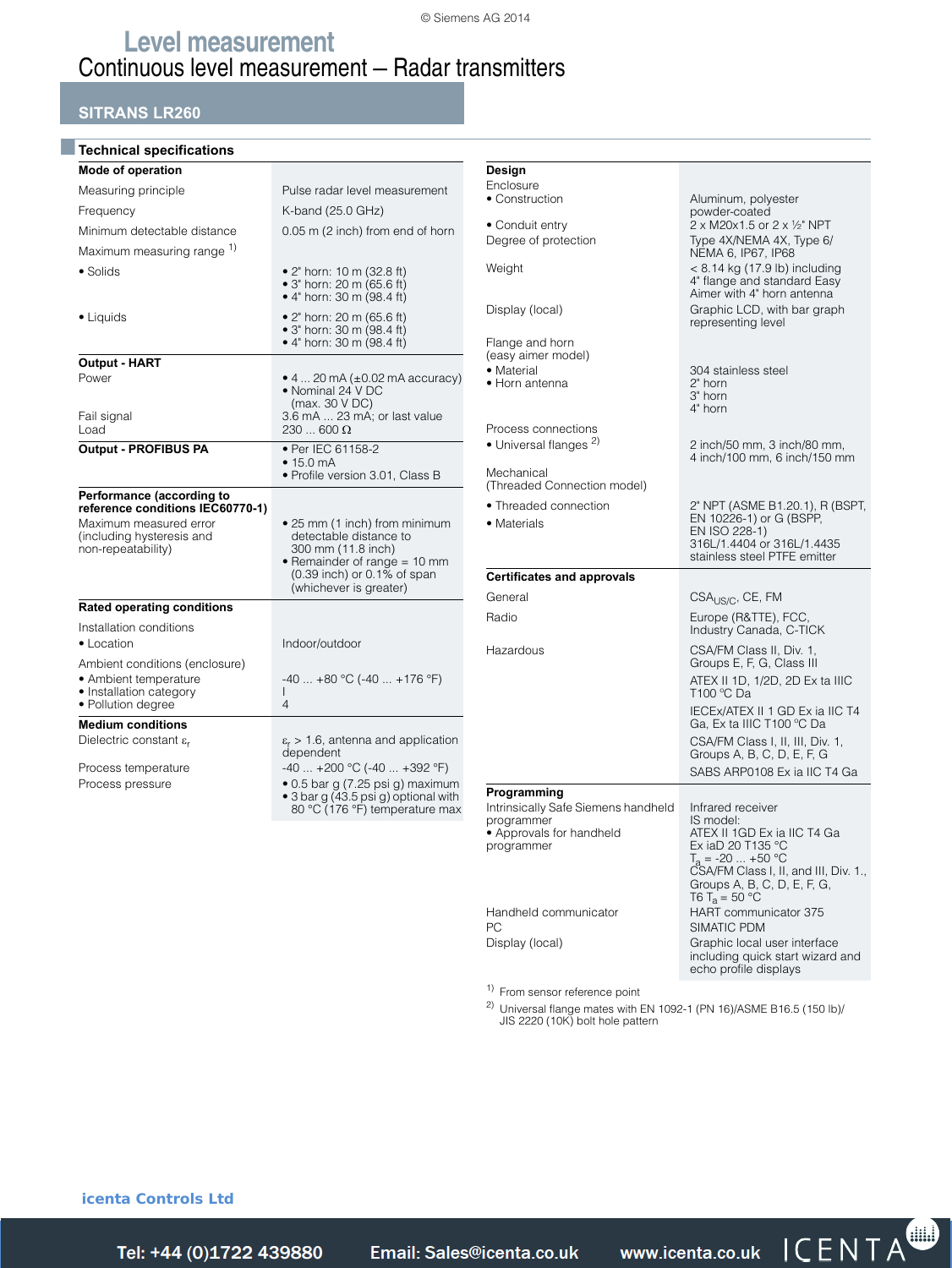# Level measurement

## Continuous level measurement – Radar transmitters

### SITRANS LR260

#### Technical specifications

| **Mode of operation** | |
|---|---|
| Measuring principle | Pulse radar level measurement |
| Frequency | K-band (25.0 GHz) |
| Minimum detectable distance | 0.05 m (2 inch) from end of horn |
| Maximum measuring range [1] | |
| • Solids | • 2" horn: 10 m (32.8 ft)<br>• 3" horn: 20 m (65.6 ft)<br>• 4" horn: 30 m (98.4 ft) |
| • Liquids | • 2" horn: 20 m (65.6 ft)<br>• 3" horn: 30 m (98.4 ft)<br>• 4" horn: 30 m (98.4 ft) |
| **Output - HART** | |
| Power | • 4 ... 20 mA (±0.02 mA accuracy)<br>• Nominal 24 V DC (max. 30 V DC) |
| Fail signal | 3.6 mA ... 23 mA; or last value |
| Load | 230 ... 600 Ω |
| **Output - PROFIBUS PA** | • Per IEC 61158-2<br>• 15.0 mA<br>• Profile version 3.01, Class B |
| **Performance (according to reference conditions IEC60770-1)** | |
| Maximum measured error (including hysteresis and non-repeatability) | • 25 mm (1 inch) from minimum detectable distance to 300 mm (11.8 inch)<br>• Remainder of range = 10 mm (0.39 inch) or 0.1% of span (whichever is greater) |
| **Rated operating conditions** | |
| Installation conditions | |
| • Location | Indoor/outdoor |
| Ambient conditions (enclosure) | |
| • Ambient temperature | -40 ... +80 °C (-40 ... +176 °F) |
| • Installation category | I |
| • Pollution degree | 4 |
| **Medium conditions** | |
| Dielectric constant $\varepsilon_r$ | $\varepsilon_r$ > 1.6, antenna and application dependent |
| Process temperature | -40 ... +200 °C (-40 ... +392 °F) |
| Process pressure | • 0.5 bar g (7.25 psi g) maximum<br>• 3 bar g (43.5 psi g) optional with 80 °C (176 °F) temperature max |

| **Design** | |
|---|---|
| Enclosure | |
| • Construction | Aluminum, polyester powder-coated |
| • Conduit entry | 2 x M20x1.5 or 2 x ½" NPT |
| Degree of protection | Type 4X/NEMA 4X, Type 6/ NEMA 6, IP67, IP68 |
| Weight | < 8.14 kg (17.9 lb) including 4" flange and standard Easy Aimer with 4" horn antenna |
| Display (local) | Graphic LCD, with bar graph representing level |
| Flange and horn (easy aimer model) | |
| • Material | 304 stainless steel |
| • Horn antenna | 2" horn<br>3" horn<br>4" horn |
| Process connections | |
| • Universal flanges [2] | 2 inch/50 mm, 3 inch/80 mm, 4 inch/100 mm, 6 inch/150 mm |
| Mechanical (Threaded Connection model) | |
| • Threaded connection | 2" NPT (ASME B1.20.1), R (BSPT, EN 10226-1) or G (BSPP, EN ISO 228-1) |
| • Materials | 316L/1.4404 or 316L/1.4435 stainless steel PTFE emitter |
| **Certificates and approvals** | |
| General | $CSA_{US/C}$, CE, FM |
| Radio | Europe (R&TTE), FCC, Industry Canada, C-TICK |
| Hazardous | CSA/FM Class II, Div. 1, Groups E, F, G, Class III<br>ATEX II 1D, 1/2D, 2D Ex ta IIIC T100 °C Da<br>IECEx/ATEX II 1 GD Ex ia IIC T4 Ga, Ex ta IIIC T100 °C Da<br>CSA/FM Class I, II, III, Div. 1, Groups A, B, C, D, E, F, G<br>SABS ARP0108 Ex ia IIC T4 Ga |
| **Programming** | |
| Intrinsically Safe Siemens handheld programmer | Infrared receiver |
| • Approvals for handheld programmer | IS model:<br>ATEX II 1GD Ex ia IIC T4 Ga<br>Ex iaD 20 T135 °C<br>$T_a$ = -20 ... +50 °C<br>CSA/FM Class I, II, and III, Div. 1., Groups A, B, C, D, E, F, G, T6 $T_a$ = 50 °C |
| Handheld communicator | HART communicator 375 |
| PC | SIMATIC PDM |
| Display (local) | Graphic local user interface including quick start wizard and echo profile displays |

[1] From sensor reference point

[2] Universal flange mates with EN 1092-1 (PN 16)/ASME B16.5 (150 lb)/ JIS 2220 (10K) bolt hole pattern

**icenta Controls Ltd**

Tel: +44 (0)1722 439880 Email: Sales@icenta.co.uk www.icenta.co.uk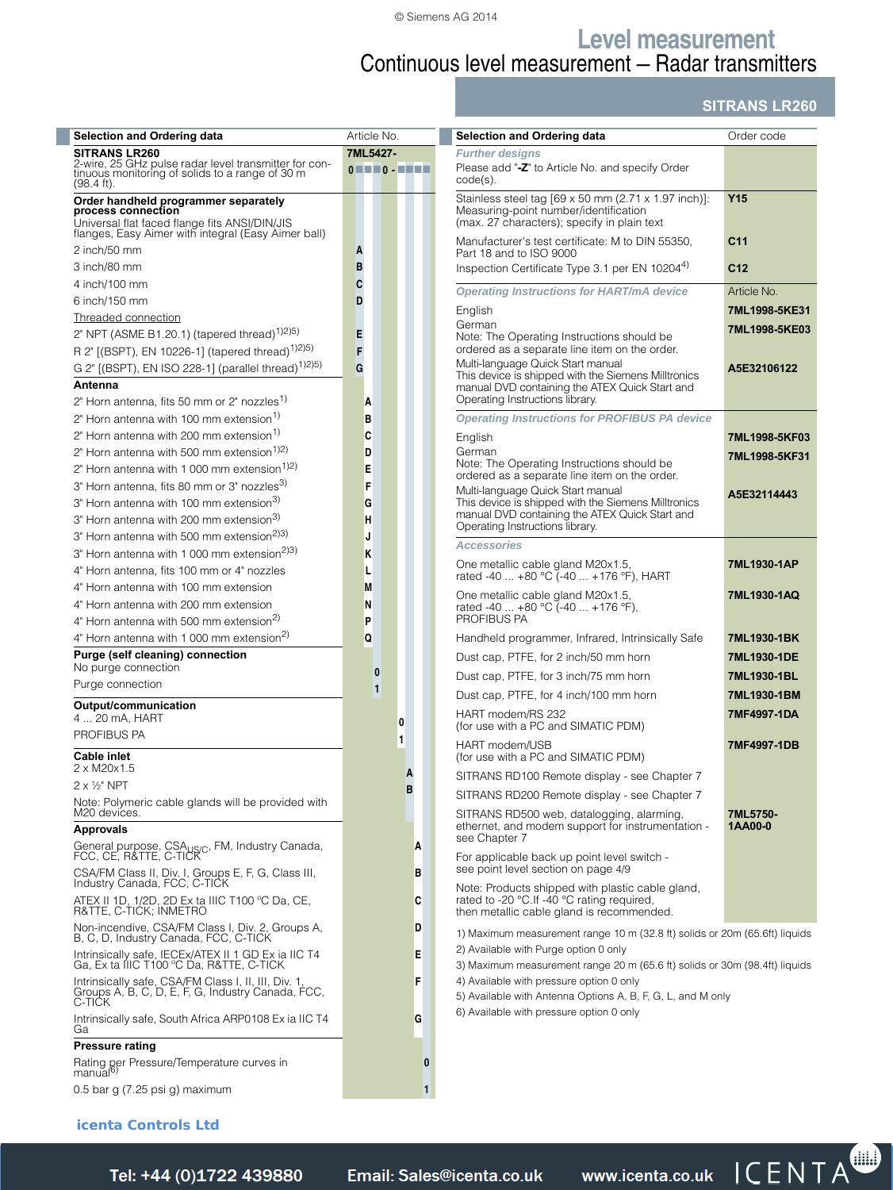# Level measurement

## Continuous level measurement – Radar transmitters

### SITRANS LR260

| Selection and Ordering data | Article No. |
|---|---|
| **SITRANS LR260** | **7ML5427-** |
| 2-wire, 25 GHz pulse radar level transmitter for continuous monitoring of solids to a range of 30 m (98.4 ft). | **0 ■ ■ ■ 0 - ■ ■ ■ ■** |
| **Order handheld programmer separately process connection** | |
| Universal flat faced flange fits ANSI/DIN/JIS flanges, Easy Aimer with integral (Easy Aimer ball) | |
| 2 inch/50 mm | **A** |
| 3 inch/80 mm | **B** |
| 4 inch/100 mm | **C** |
| 6 inch/150 mm | **D** |
| Threaded connection | |
| 2" NPT (ASME B1.20.1) (tapered thread)[1)2)5)] | **E** |
| R 2" [(BSPT), EN 10226-1] (tapered thread)[1)2)5)] | **F** |
| G 2" [(BSPT), EN ISO 228-1] (parallel thread)[1)2)5)] | **G** |
| **Antenna** | |
| 2" Horn antenna, fits 50 mm or 2" nozzles[1)] | **A** |
| 2" Horn antenna with 100 mm extension[1)] | **B** |
| 2" Horn antenna with 200 mm extension[1)] | **C** |
| 2" Horn antenna with 500 mm extension[1)2)] | **D** |
| 2" Horn antenna with 1 000 mm extension[1)2)] | **E** |
| 3" Horn antenna, fits 80 mm or 3" nozzles[3)] | **F** |
| 3" Horn antenna with 100 mm extension[3)] | **G** |
| 3" Horn antenna with 200 mm extension[3)] | **H** |
| 3" Horn antenna with 500 mm extension[2)3)] | **J** |
| 3" Horn antenna with 1 000 mm extension[2)3)] | **K** |
| 4" Horn antenna, fits 100 mm or 4" nozzles | **L** |
| 4" Horn antenna with 100 mm extension | **M** |
| 4" Horn antenna with 200 mm extension | **N** |
| 4" Horn antenna with 500 mm extension[2)] | **P** |
| 4" Horn antenna with 1 000 mm extension[2)] | **Q** |
| **Purge (self cleaning) connection** | |
| No purge connection | **0** |
| Purge connection | **1** |
| **Output/communication** | |
| 4 ... 20 mA, HART | **0** |
| PROFIBUS PA | **1** |
| **Cable inlet** | |
| 2 x M20x1.5 | **A** |
| 2 x ½" NPT | **B** |
| Note: Polymeric cable glands will be provided with M20 devices. | |
| **Approvals** | |
| General purpose, CSA$_{US/C}$, FM, Industry Canada, FCC, CE, R&TTE, C-TICK | **A** |
| CSA/FM Class II, Div. 1, Groups E, F, G, Class III, Industry Canada, FCC, C-TICK | **B** |
| ATEX II 1D, 1/2D, 2D Ex ta IIIC T100 °C Da, CE, R&TTE, C-TICK; INMETRO | **C** |
| Non-incendive, CSA/FM Class I, Div. 2, Groups A, B, C, D, Industry Canada, FCC, C-TICK | **D** |
| Intrinsically safe, IECEx/ATEX II 1 GD Ex ia IIC T4 Ga, Ex ta IIIC T100 °C Da, R&TTE, C-TICK | **E** |
| Intrinsically safe, CSA/FM Class I, II, III, Div. 1, Groups A, B, C, D, E, F, G, Industry Canada, FCC, C-TICK | **F** |
| Intrinsically safe, South Africa ARP0108 Ex ia IIC T4 Ga | **G** |
| **Pressure rating** | |
| Rating per Pressure/Temperature curves in manual[6)] | **0** |
| 0.5 bar g (7.25 psi g) maximum | **1** |

| Selection and Ordering data | Order code |
|---|---|
| *Further designs* | |
| Please add "**-Z**" to Article No. and specify Order code(s). | |
| Stainless steel tag [69 x 50 mm (2.71 x 1.97 inch)]: Measuring-point number/identification (max. 27 characters); specify in plain text | **Y15** |
| Manufacturer's test certificate: M to DIN 55350, Part 18 and to ISO 9000 | **C11** |
| Inspection Certificate Type 3.1 per EN 10204[4)] | **C12** |
| *Operating Instructions for HART/mA device* | Article No. |
| English | **7ML1998-5KE31** |
| German<br>Note: The Operating Instructions should be ordered as a separate line item on the order. | **7ML1998-5KE03** |
| Multi-language Quick Start manual<br>This device is shipped with the Siemens Milltronics manual DVD containing the ATEX Quick Start and Operating Instructions library. | **A5E32106122** |
| *Operating Instructions for PROFIBUS PA device* | |
| English | **7ML1998-5KF03** |
| German<br>Note: The Operating Instructions should be ordered as a separate line item on the order. | **7ML1998-5KF31** |
| Multi-language Quick Start manual<br>This device is shipped with the Siemens Milltronics manual DVD containing the ATEX Quick Start and Operating Instructions library. | **A5E32114443** |
| *Accessories* | |
| One metallic cable gland M20x1.5, rated -40 ... +80 °C (-40 ... +176 °F), HART | **7ML1930-1AP** |
| One metallic cable gland M20x1.5, rated -40 ... +80 °C (-40 ... +176 °F), PROFIBUS PA | **7ML1930-1AQ** |
| Handheld programmer, Infrared, Intrinsically Safe | **7ML1930-1BK** |
| Dust cap, PTFE, for 2 inch/50 mm horn | **7ML1930-1DE** |
| Dust cap, PTFE, for 3 inch/75 mm horn | **7ML1930-1BL** |
| Dust cap, PTFE, for 4 inch/100 mm horn | **7ML1930-1BM** |
| HART modem/RS 232 (for use with a PC and SIMATIC PDM) | **7MF4997-1DA** |
| HART modem/USB (for use with a PC and SIMATIC PDM) | **7MF4997-1DB** |
| SITRANS RD100 Remote display - see Chapter 7 | |
| SITRANS RD200 Remote display - see Chapter 7 | |
| SITRANS RD500 web, datalogging, alarming, ethernet, and modem support for instrumentation - see Chapter 7 | **7ML5750-1AA00-0** |
| For applicable back up point level switch - see point level section on page 4/9 | |
| Note: Products shipped with plastic cable gland, rated to -20 °C.If -40 °C rating required, then metallic cable gland is recommended. | |

1) Maximum measurement range 10 m (32.8 ft) solids or 20m (65.6ft) liquids
2) Available with Purge option 0 only
3) Maximum measurement range 20 m (65.6 ft) solids or 30m (98.4ft) liquids
4) Available with pressure option 0 only
5) Available with Antenna Options A, B, F, G, L, and M only
6) Available with pressure option 0 only

**icenta Controls Ltd**

Tel: +44 (0)1722 439880 Email: Sales@icenta.co.uk www.icenta.co.uk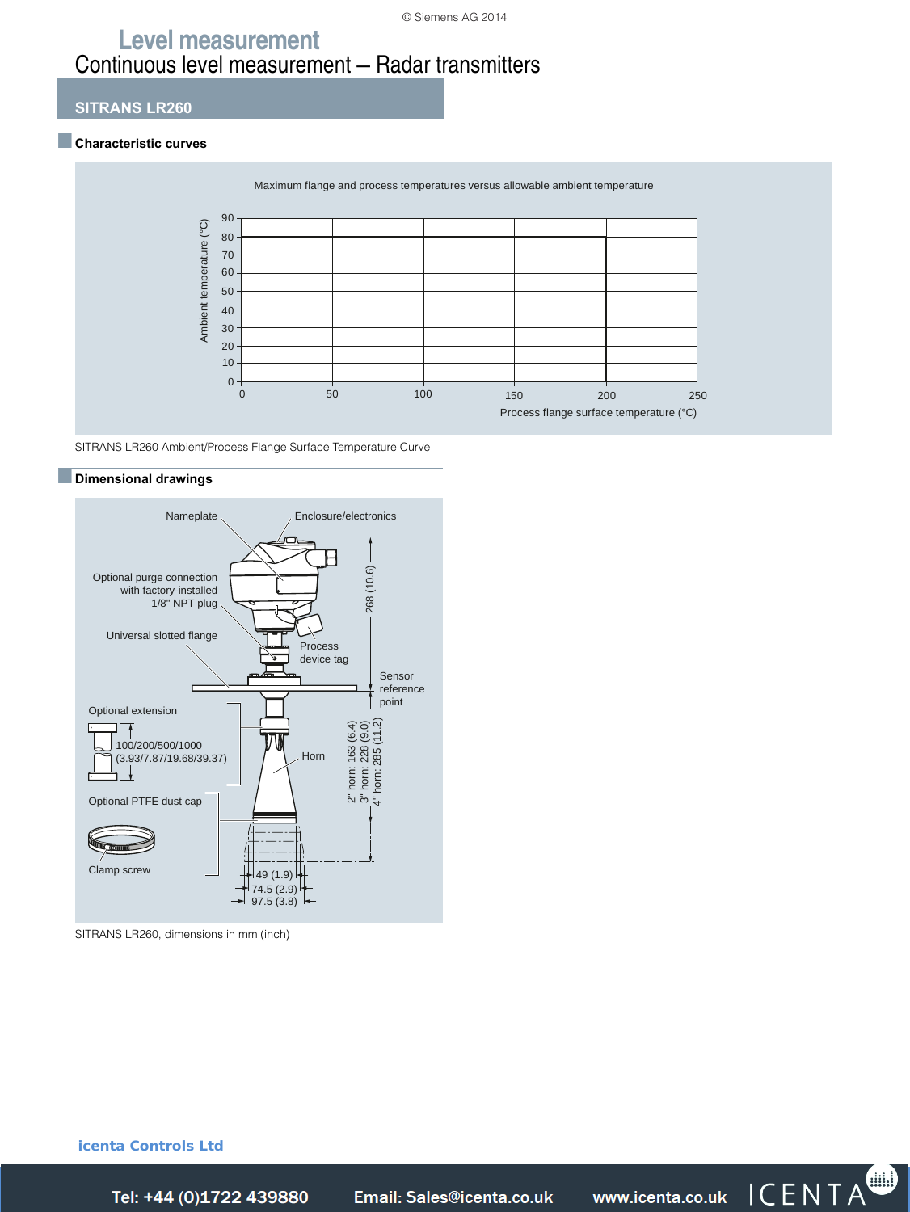# Level measurement

## Continuous level measurement – Radar transmitters

### SITRANS LR260

#### Characteristic curves

Maximum flange and process temperatures versus allowable ambient temperature

Ambient temperature (°C)

Process flange surface temperature (°C)

SITRANS LR260 Ambient/Process Flange Surface Temperature Curve

#### Dimensional drawings

Nameplate

Enclosure/electronics

Optional purge connection with factory-installed 1/8" NPT plug

Universal slotted flange

Process device tag

268 (10.6)

Sensor reference point

Optional extension

100/200/500/1000 (3.93/7.87/19.68/39.37)

Horn

2" horn: 163 (6.4)
3" horn: 228 (9.0)
4" horn: 285 (11.2)

Optional PTFE dust cap

Clamp screw

49 (1.9)
74.5 (2.9)
97.5 (3.8)

SITRANS LR260, dimensions in mm (inch)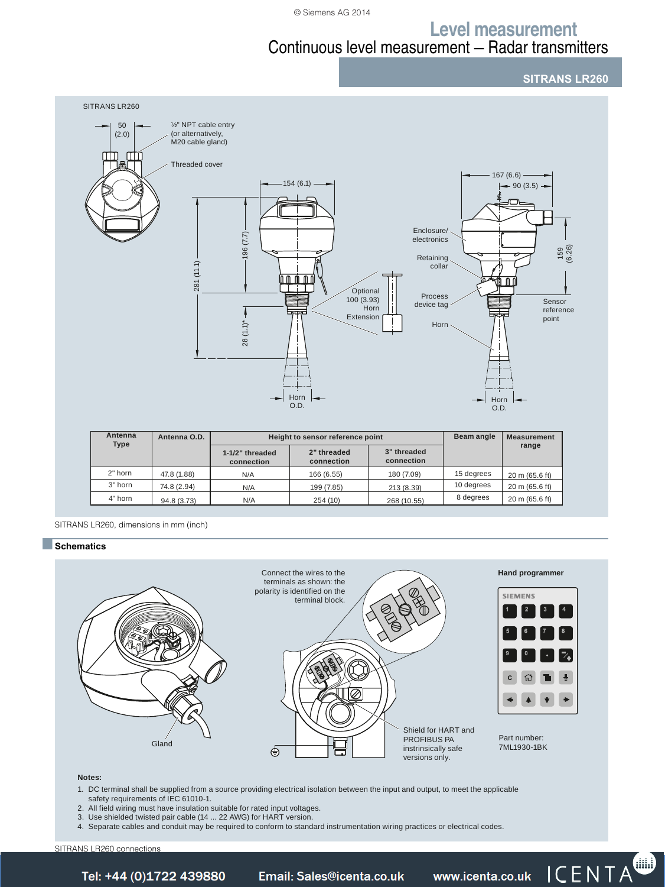# Level measurement

## Continuous level measurement – Radar transmitters

### SITRANS LR260

SITRANS LR260

50
(2.0)

½" NPT cable entry
(or alternatively,
M20 cable gland)

Threaded cover

154 (6.1)

196 (7.7)

281 (11.1)

28 (1.1)*

Optional
100 (3.93)
Horn
Extension

Horn
O.D.

167 (6.6)

90 (3.5)

Enclosure/
electronics

Retaining
collar

Process
device tag

Horn

159
(6.26)

Sensor
reference
point

Horn
O.D.

| Antenna Type | Antenna O.D. | Height to sensor reference point | | | Beam angle | Measurement range |
|---|---|---|---|---|---|---|
| | | 1-1/2" threaded connection | 2" threaded connection | 3" threaded connection | | |
| 2" horn | 47.8 (1.88) | N/A | 166 (6.55) | 180 (7.09) | 15 degrees | 20 m (65.6 ft) |
| 3" horn | 74.8 (2.94) | N/A | 199 (7.85) | 213 (8.39) | 10 degrees | 20 m (65.6 ft) |
| 4" horn | 94.8 (3.73) | N/A | 254 (10) | 268 (10.55) | 8 degrees | 20 m (65.6 ft) |

SITRANS LR260, dimensions in mm (inch)

## Schematics

Connect the wires to the terminals as shown: the polarity is identified on the terminal block.

Gland

Shield for HART and PROFIBUS PA instrinsically safe versions only.

**Hand programmer**

Part number:
7ML1930-1BK

**Notes:**

1. DC terminal shall be supplied from a source providing electrical isolation between the input and output, to meet the applicable safety requirements of IEC 61010-1.
2. All field wiring must have insulation suitable for rated input voltages.
3. Use shielded twisted pair cable (14 ... 22 AWG) for HART version.
4. Separate cables and conduit may be required to conform to standard instrumentation wiring practices or electrical codes.

SITRANS LR260 connections